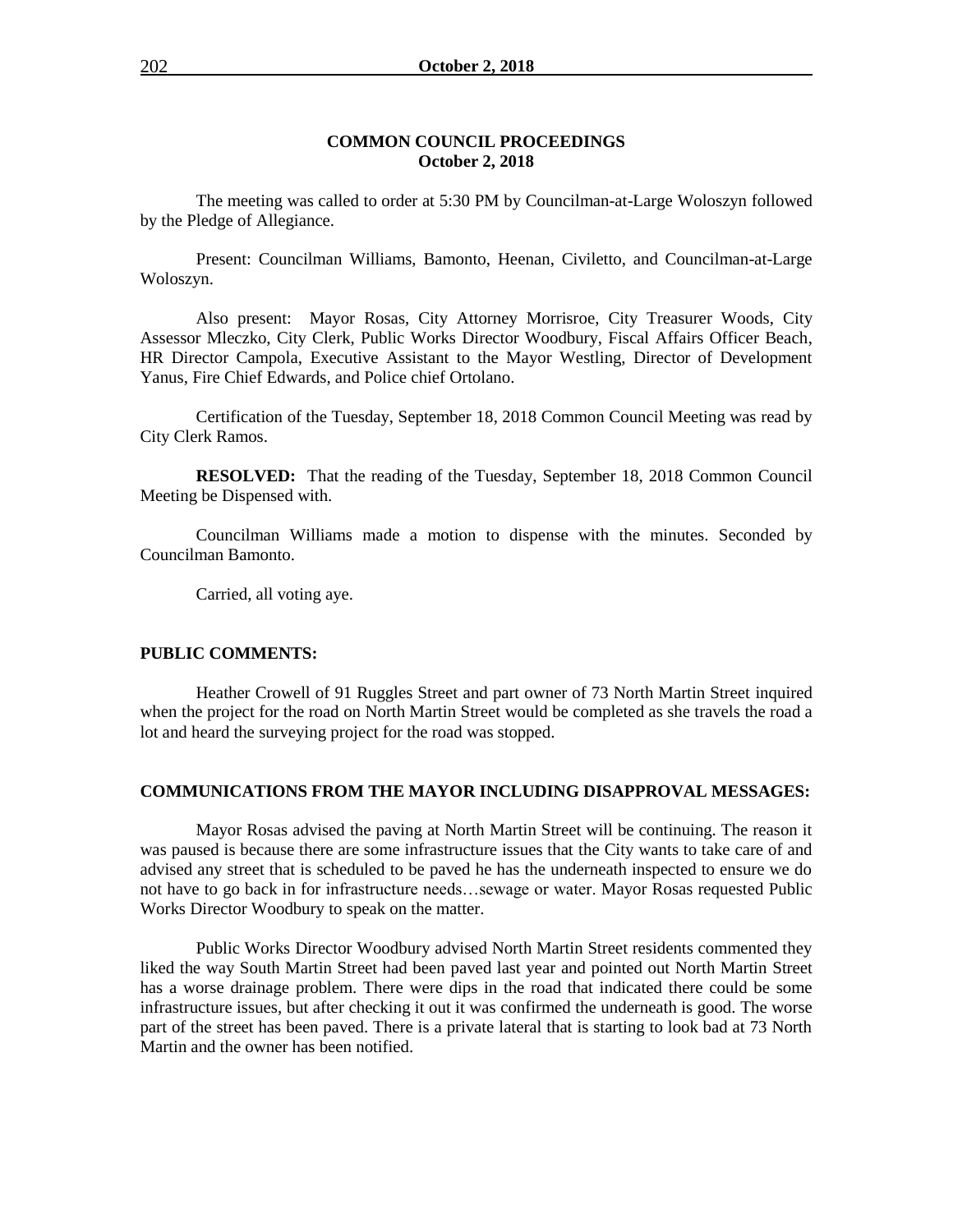## COMMON COUNCIL PROCEEDINGS
## October 2, 2018

The meeting was called to order at 5:30 PM by Councilman-at-Large Woloszyn followed by the Pledge of Allegiance.

Present: Councilman Williams, Bamonto, Heenan, Civiletto, and Councilman-at-Large Woloszyn.

Also present: Mayor Rosas, City Attorney Morrisroe, City Treasurer Woods, City Assessor Mleczko, City Clerk, Public Works Director Woodbury, Fiscal Affairs Officer Beach, HR Director Campola, Executive Assistant to the Mayor Westling, Director of Development Yanus, Fire Chief Edwards, and Police chief Ortolano.

Certification of the Tuesday, September 18, 2018 Common Council Meeting was read by City Clerk Ramos.

**RESOLVED:** That the reading of the Tuesday, September 18, 2018 Common Council Meeting be Dispensed with.

Councilman Williams made a motion to dispense with the minutes. Seconded by Councilman Bamonto.

Carried, all voting aye.

### PUBLIC COMMENTS:

Heather Crowell of 91 Ruggles Street and part owner of 73 North Martin Street inquired when the project for the road on North Martin Street would be completed as she travels the road a lot and heard the surveying project for the road was stopped.

### COMMUNICATIONS FROM THE MAYOR INCLUDING DISAPPROVAL MESSAGES:

Mayor Rosas advised the paving at North Martin Street will be continuing. The reason it was paused is because there are some infrastructure issues that the City wants to take care of and advised any street that is scheduled to be paved he has the underneath inspected to ensure we do not have to go back in for infrastructure needs…sewage or water. Mayor Rosas requested Public Works Director Woodbury to speak on the matter.

Public Works Director Woodbury advised North Martin Street residents commented they liked the way South Martin Street had been paved last year and pointed out North Martin Street has a worse drainage problem. There were dips in the road that indicated there could be some infrastructure issues, but after checking it out it was confirmed the underneath is good. The worse part of the street has been paved. There is a private lateral that is starting to look bad at 73 North Martin and the owner has been notified.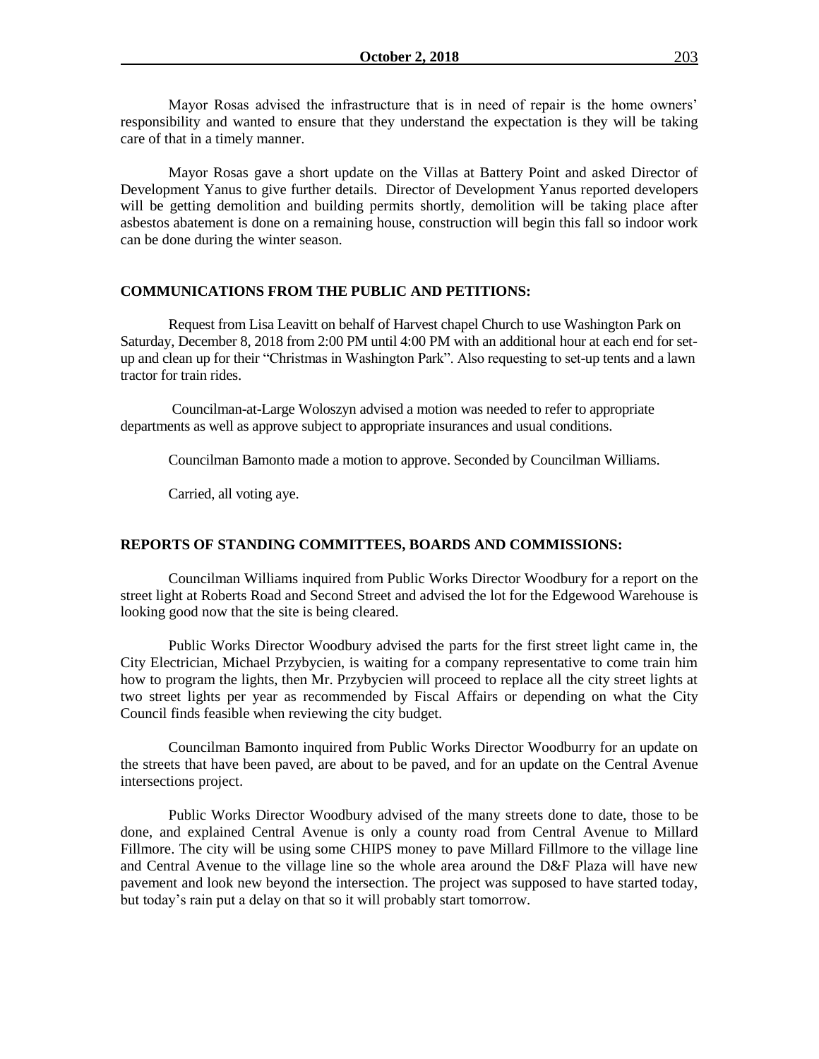Mayor Rosas advised the infrastructure that is in need of repair is the home owners' responsibility and wanted to ensure that they understand the expectation is they will be taking care of that in a timely manner.

Mayor Rosas gave a short update on the Villas at Battery Point and asked Director of Development Yanus to give further details. Director of Development Yanus reported developers will be getting demolition and building permits shortly, demolition will be taking place after asbestos abatement is done on a remaining house, construction will begin this fall so indoor work can be done during the winter season.

**COMMUNICATIONS FROM THE PUBLIC AND PETITIONS:**

Request from Lisa Leavitt on behalf of Harvest chapel Church to use Washington Park on Saturday, December 8, 2018 from 2:00 PM until 4:00 PM with an additional hour at each end for set-up and clean up for their "Christmas in Washington Park". Also requesting to set-up tents and a lawn tractor for train rides.

Councilman-at-Large Woloszyn advised a motion was needed to refer to appropriate departments as well as approve subject to appropriate insurances and usual conditions.

Councilman Bamonto made a motion to approve. Seconded by Councilman Williams.

Carried, all voting aye.

**REPORTS OF STANDING COMMITTEES, BOARDS AND COMMISSIONS:**

Councilman Williams inquired from Public Works Director Woodbury for a report on the street light at Roberts Road and Second Street and advised the lot for the Edgewood Warehouse is looking good now that the site is being cleared.

Public Works Director Woodbury advised the parts for the first street light came in, the City Electrician, Michael Przybycien, is waiting for a company representative to come train him how to program the lights, then Mr. Przybycien will proceed to replace all the city street lights at two street lights per year as recommended by Fiscal Affairs or depending on what the City Council finds feasible when reviewing the city budget.

Councilman Bamonto inquired from Public Works Director Woodburry for an update on the streets that have been paved, are about to be paved, and for an update on the Central Avenue intersections project.

Public Works Director Woodbury advised of the many streets done to date, those to be done, and explained Central Avenue is only a county road from Central Avenue to Millard Fillmore. The city will be using some CHIPS money to pave Millard Fillmore to the village line and Central Avenue to the village line so the whole area around the D&F Plaza will have new pavement and look new beyond the intersection. The project was supposed to have started today, but today's rain put a delay on that so it will probably start tomorrow.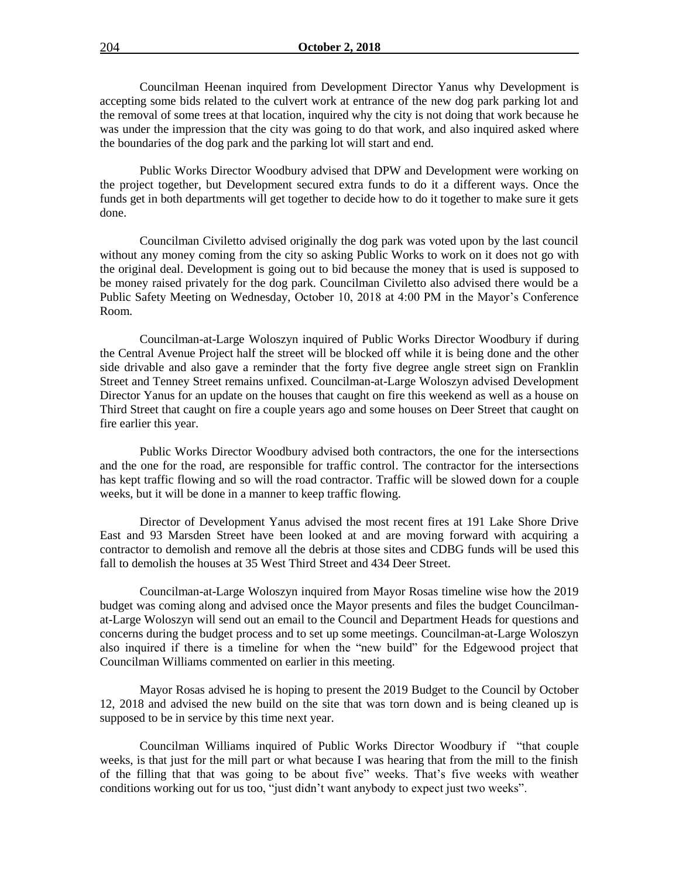Councilman Heenan inquired from Development Director Yanus why Development is accepting some bids related to the culvert work at entrance of the new dog park parking lot and the removal of some trees at that location, inquired why the city is not doing that work because he was under the impression that the city was going to do that work, and also inquired asked where the boundaries of the dog park and the parking lot will start and end.

Public Works Director Woodbury advised that DPW and Development were working on the project together, but Development secured extra funds to do it a different ways. Once the funds get in both departments will get together to decide how to do it together to make sure it gets done.

Councilman Civiletto advised originally the dog park was voted upon by the last council without any money coming from the city so asking Public Works to work on it does not go with the original deal. Development is going out to bid because the money that is used is supposed to be money raised privately for the dog park. Councilman Civiletto also advised there would be a Public Safety Meeting on Wednesday, October 10, 2018 at 4:00 PM in the Mayor's Conference Room.

Councilman-at-Large Woloszyn inquired of Public Works Director Woodbury if during the Central Avenue Project half the street will be blocked off while it is being done and the other side drivable and also gave a reminder that the forty five degree angle street sign on Franklin Street and Tenney Street remains unfixed. Councilman-at-Large Woloszyn advised Development Director Yanus for an update on the houses that caught on fire this weekend as well as a house on Third Street that caught on fire a couple years ago and some houses on Deer Street that caught on fire earlier this year.

Public Works Director Woodbury advised both contractors, the one for the intersections and the one for the road, are responsible for traffic control. The contractor for the intersections has kept traffic flowing and so will the road contractor. Traffic will be slowed down for a couple weeks, but it will be done in a manner to keep traffic flowing.

Director of Development Yanus advised the most recent fires at 191 Lake Shore Drive East and 93 Marsden Street have been looked at and are moving forward with acquiring a contractor to demolish and remove all the debris at those sites and CDBG funds will be used this fall to demolish the houses at 35 West Third Street and 434 Deer Street.

Councilman-at-Large Woloszyn inquired from Mayor Rosas timeline wise how the 2019 budget was coming along and advised once the Mayor presents and files the budget Councilman-at-Large Woloszyn will send out an email to the Council and Department Heads for questions and concerns during the budget process and to set up some meetings. Councilman-at-Large Woloszyn also inquired if there is a timeline for when the "new build" for the Edgewood project that Councilman Williams commented on earlier in this meeting.

Mayor Rosas advised he is hoping to present the 2019 Budget to the Council by October 12, 2018 and advised the new build on the site that was torn down and is being cleaned up is supposed to be in service by this time next year.

Councilman Williams inquired of Public Works Director Woodbury if "that couple weeks, is that just for the mill part or what because I was hearing that from the mill to the finish of the filling that that was going to be about five" weeks. That's five weeks with weather conditions working out for us too, "just didn't want anybody to expect just two weeks".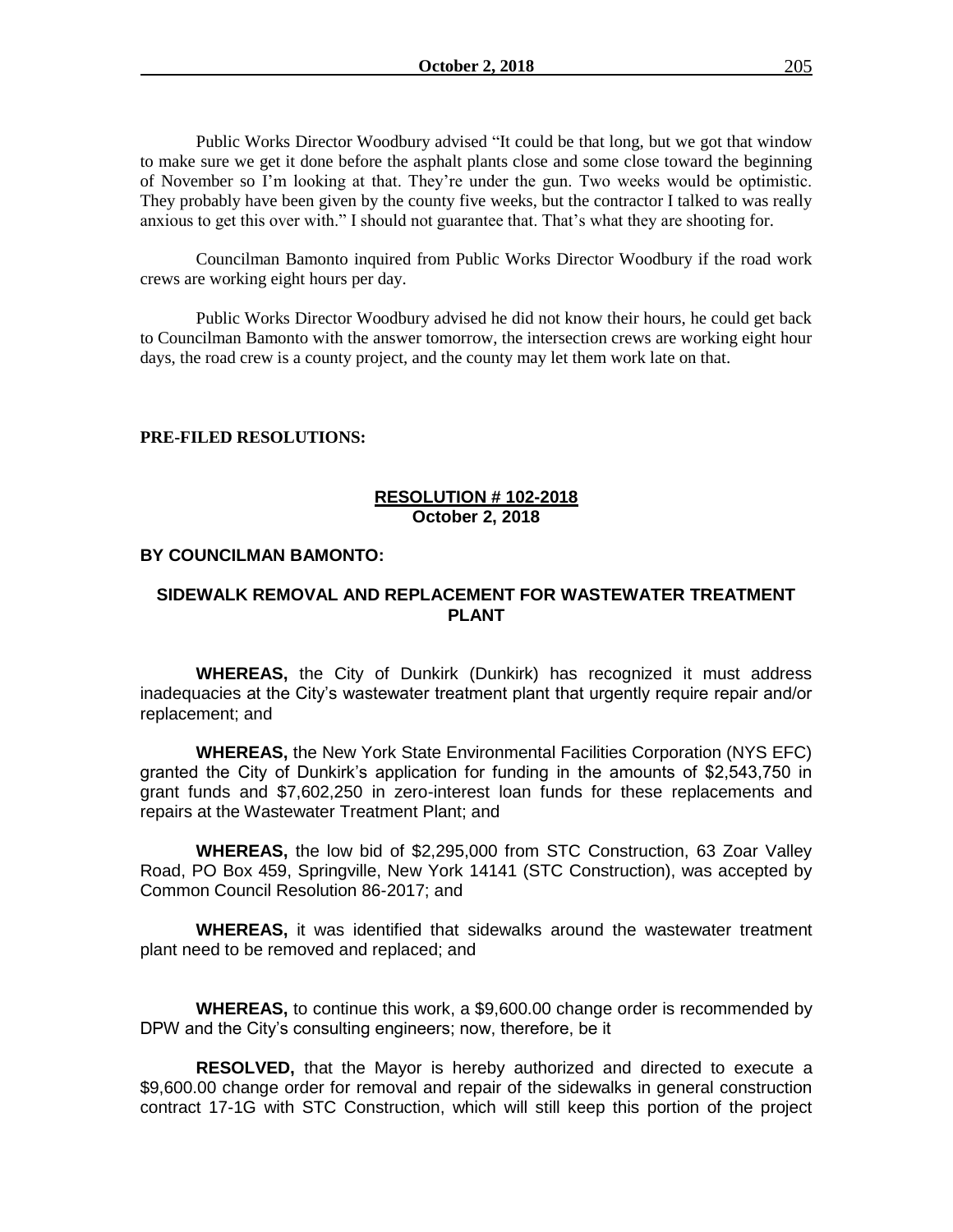Public Works Director Woodbury advised "It could be that long, but we got that window to make sure we get it done before the asphalt plants close and some close toward the beginning of November so I'm looking at that. They're under the gun. Two weeks would be optimistic. They probably have been given by the county five weeks, but the contractor I talked to was really anxious to get this over with." I should not guarantee that. That's what they are shooting for.

Councilman Bamonto inquired from Public Works Director Woodbury if the road work crews are working eight hours per day.

Public Works Director Woodbury advised he did not know their hours, he could get back to Councilman Bamonto with the answer tomorrow, the intersection crews are working eight hour days, the road crew is a county project, and the county may let them work late on that.

**PRE-FILED RESOLUTIONS:**

**RESOLUTION # 102-2018**
**October 2, 2018**

**BY COUNCILMAN BAMONTO:**

**SIDEWALK REMOVAL AND REPLACEMENT FOR WASTEWATER TREATMENT PLANT**

**WHEREAS,** the City of Dunkirk (Dunkirk) has recognized it must address inadequacies at the City's wastewater treatment plant that urgently require repair and/or replacement; and

**WHEREAS,** the New York State Environmental Facilities Corporation (NYS EFC) granted the City of Dunkirk's application for funding in the amounts of $2,543,750 in grant funds and $7,602,250 in zero-interest loan funds for these replacements and repairs at the Wastewater Treatment Plant; and

**WHEREAS,** the low bid of $2,295,000 from STC Construction, 63 Zoar Valley Road, PO Box 459, Springville, New York 14141 (STC Construction), was accepted by Common Council Resolution 86-2017; and

**WHEREAS,** it was identified that sidewalks around the wastewater treatment plant need to be removed and replaced; and

**WHEREAS,** to continue this work, a $9,600.00 change order is recommended by DPW and the City's consulting engineers; now, therefore, be it

**RESOLVED,** that the Mayor is hereby authorized and directed to execute a $9,600.00 change order for removal and repair of the sidewalks in general construction contract 17-1G with STC Construction, which will still keep this portion of the project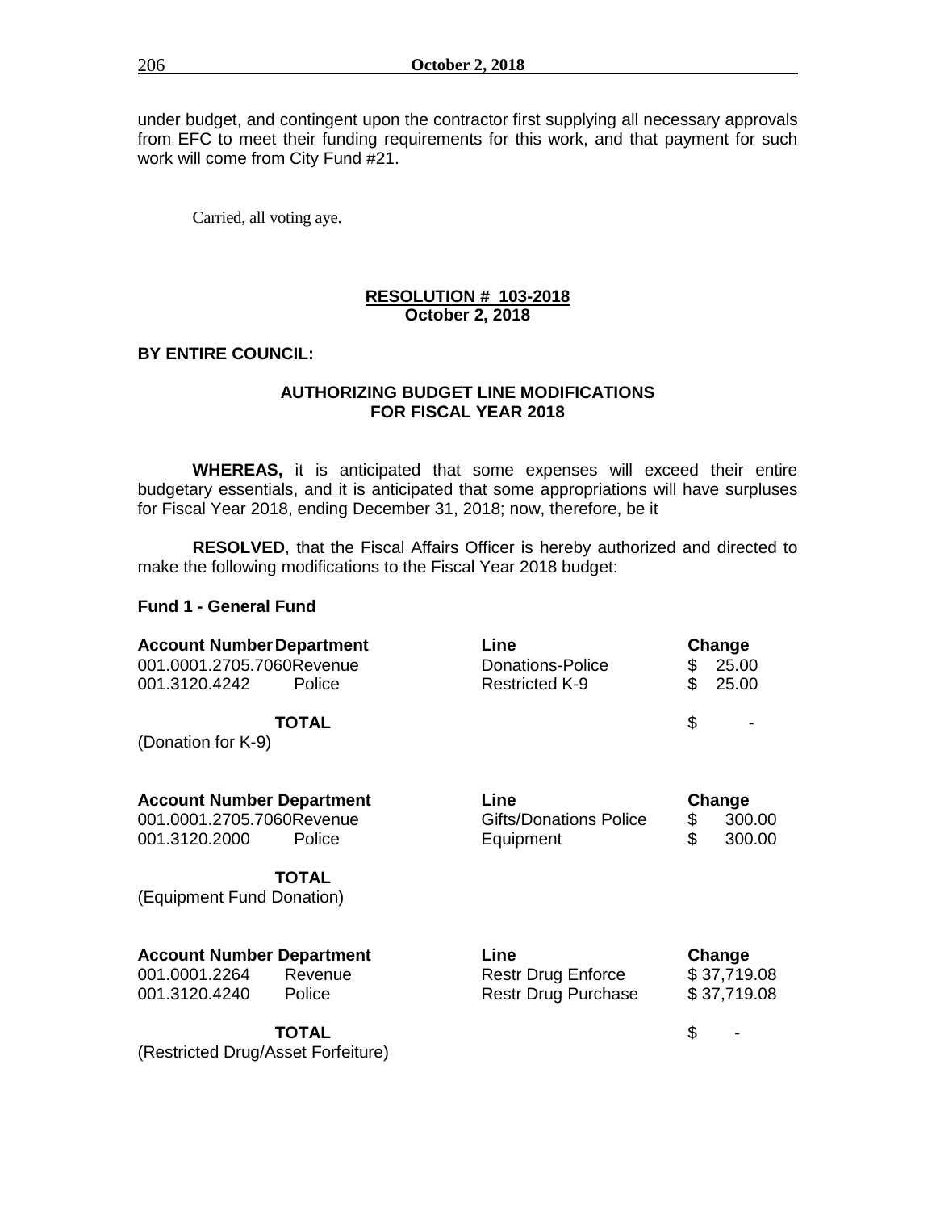under budget, and contingent upon the contractor first supplying all necessary approvals from EFC to meet their funding requirements for this work, and that payment for such work will come from City Fund #21.

Carried, all voting aye.

**RESOLUTION # 103-2018**
**October 2, 2018**

**BY ENTIRE COUNCIL:**

**AUTHORIZING BUDGET LINE MODIFICATIONS FOR FISCAL YEAR 2018**

**WHEREAS,** it is anticipated that some expenses will exceed their entire budgetary essentials, and it is anticipated that some appropriations will have surpluses for Fiscal Year 2018, ending December 31, 2018; now, therefore, be it

**RESOLVED**, that the Fiscal Affairs Officer is hereby authorized and directed to make the following modifications to the Fiscal Year 2018 budget:

**Fund 1 - General Fund**

| Account Number | Department | Line | Change |
|---|---|---|---|
| 001.0001.2705.7060 | Revenue | Donations-Police | $ 25.00 |
| 001.3120.4242 | Police | Restricted K-9 | $ 25.00 |
| | **TOTAL** | | $ - |

(Donation for K-9)

| Account Number | Department | Line | Change |
|---|---|---|---|
| 001.0001.2705.7060 | Revenue | Gifts/Donations Police | $ 300.00 |
| 001.3120.2000 | Police | Equipment | $ 300.00 |
| | **TOTAL** | | |

(Equipment Fund Donation)

| Account Number | Department | Line | Change |
|---|---|---|---|
| 001.0001.2264 | Revenue | Restr Drug Enforce | $ 37,719.08 |
| 001.3120.4240 | Police | Restr Drug Purchase | $ 37,719.08 |
| | **TOTAL** | | $ - |

(Restricted Drug/Asset Forfeiture)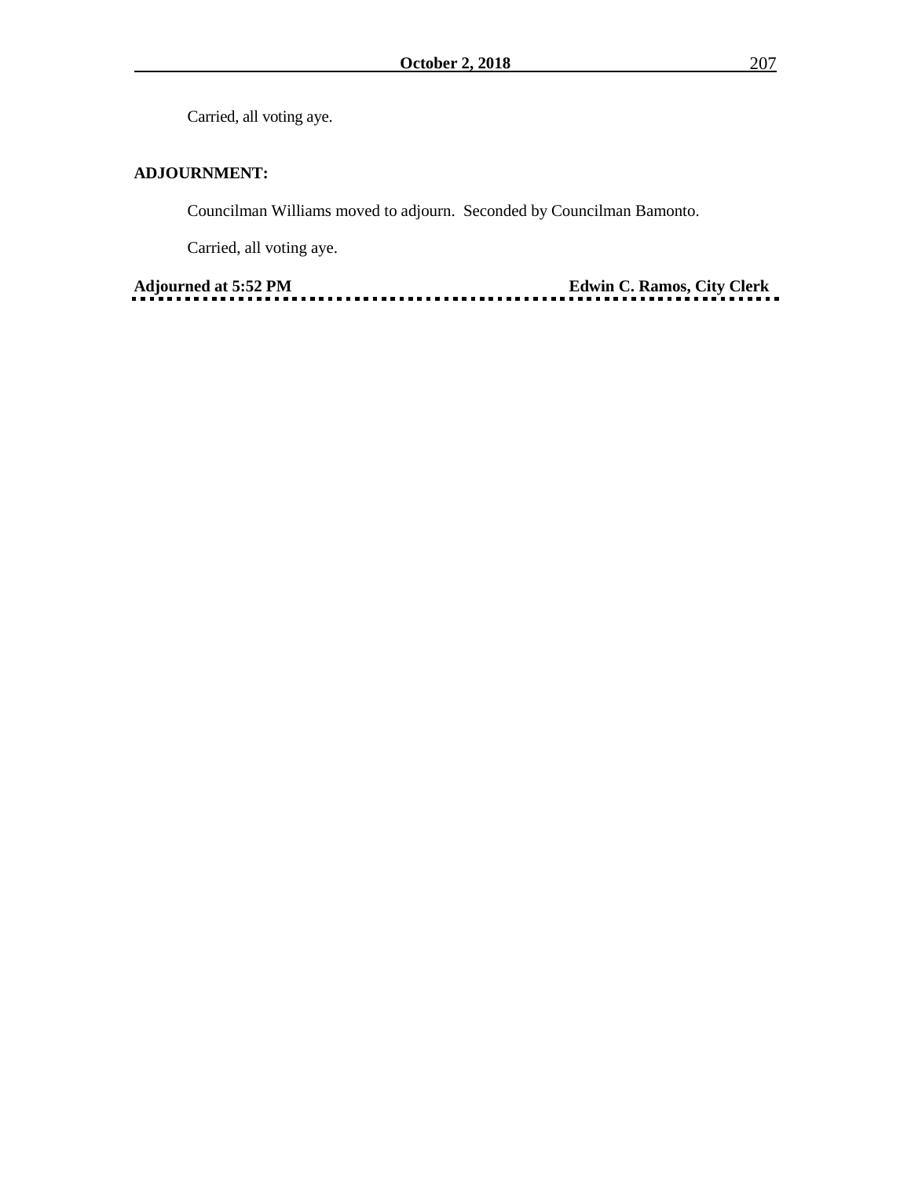Carried, all voting aye.

**ADJOURNMENT:**

Councilman Williams moved to adjourn. Seconded by Councilman Bamonto.

Carried, all voting aye.

**Adjourned at 5:52 PM** **Edwin C. Ramos, City Clerk**